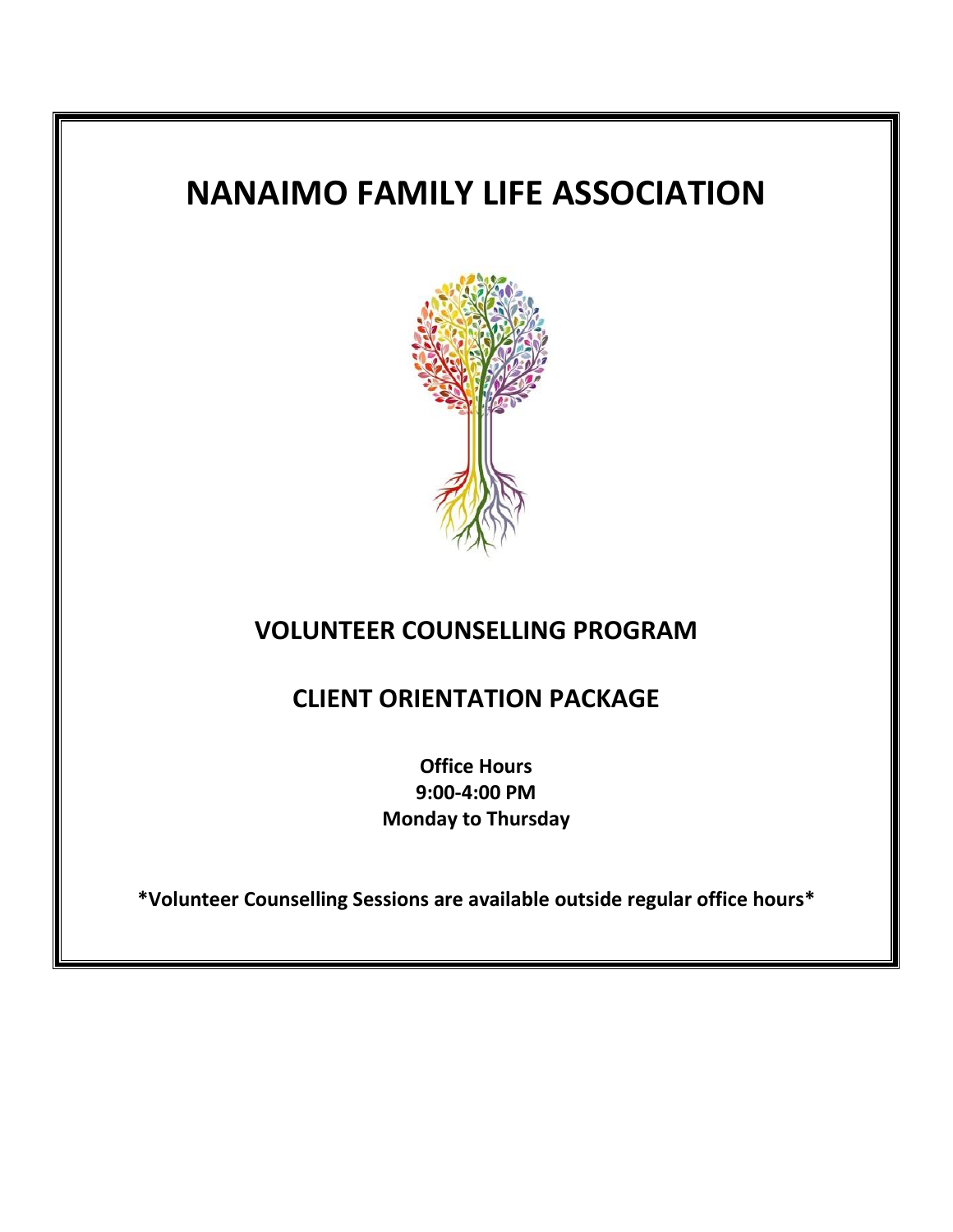# NANAIMO FAMILY LIFE ASSOCIATION

## VOLUNTEER COUNSELLING PROGRAM

## CLIENT ORIENTATION PACKAGE

**Office Hours**
**9:00-4:00 PM**
**Monday to Thursday**

**\*Volunteer Counselling Sessions are available outside regular office hours\***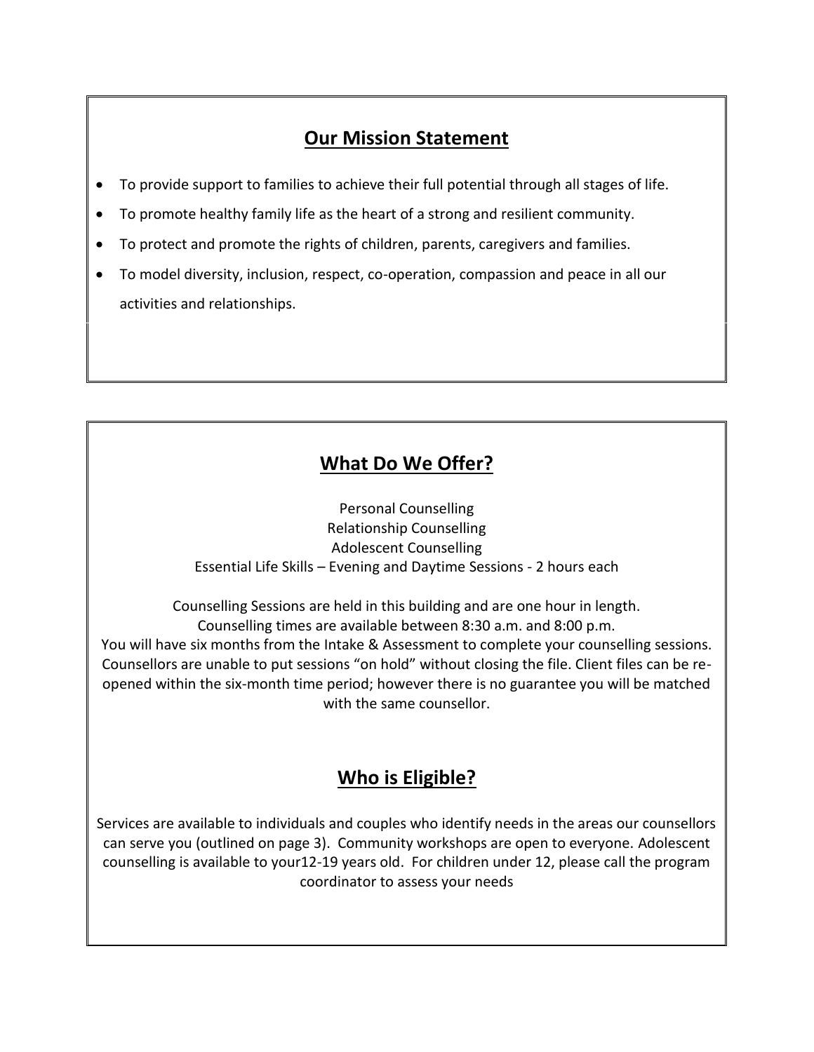## Our Mission Statement

- To provide support to families to achieve their full potential through all stages of life.
- To promote healthy family life as the heart of a strong and resilient community.
- To protect and promote the rights of children, parents, caregivers and families.
- To model diversity, inclusion, respect, co-operation, compassion and peace in all our activities and relationships.

## What Do We Offer?

Personal Counselling
Relationship Counselling
Adolescent Counselling
Essential Life Skills – Evening and Daytime Sessions - 2 hours each

Counselling Sessions are held in this building and are one hour in length.
Counselling times are available between 8:30 a.m. and 8:00 p.m.
You will have six months from the Intake & Assessment to complete your counselling sessions. Counsellors are unable to put sessions "on hold" without closing the file. Client files can be re-opened within the six-month time period; however there is no guarantee you will be matched with the same counsellor.

## Who is Eligible?

Services are available to individuals and couples who identify needs in the areas our counsellors can serve you (outlined on page 3). Community workshops are open to everyone. Adolescent counselling is available to your12-19 years old. For children under 12, please call the program coordinator to assess your needs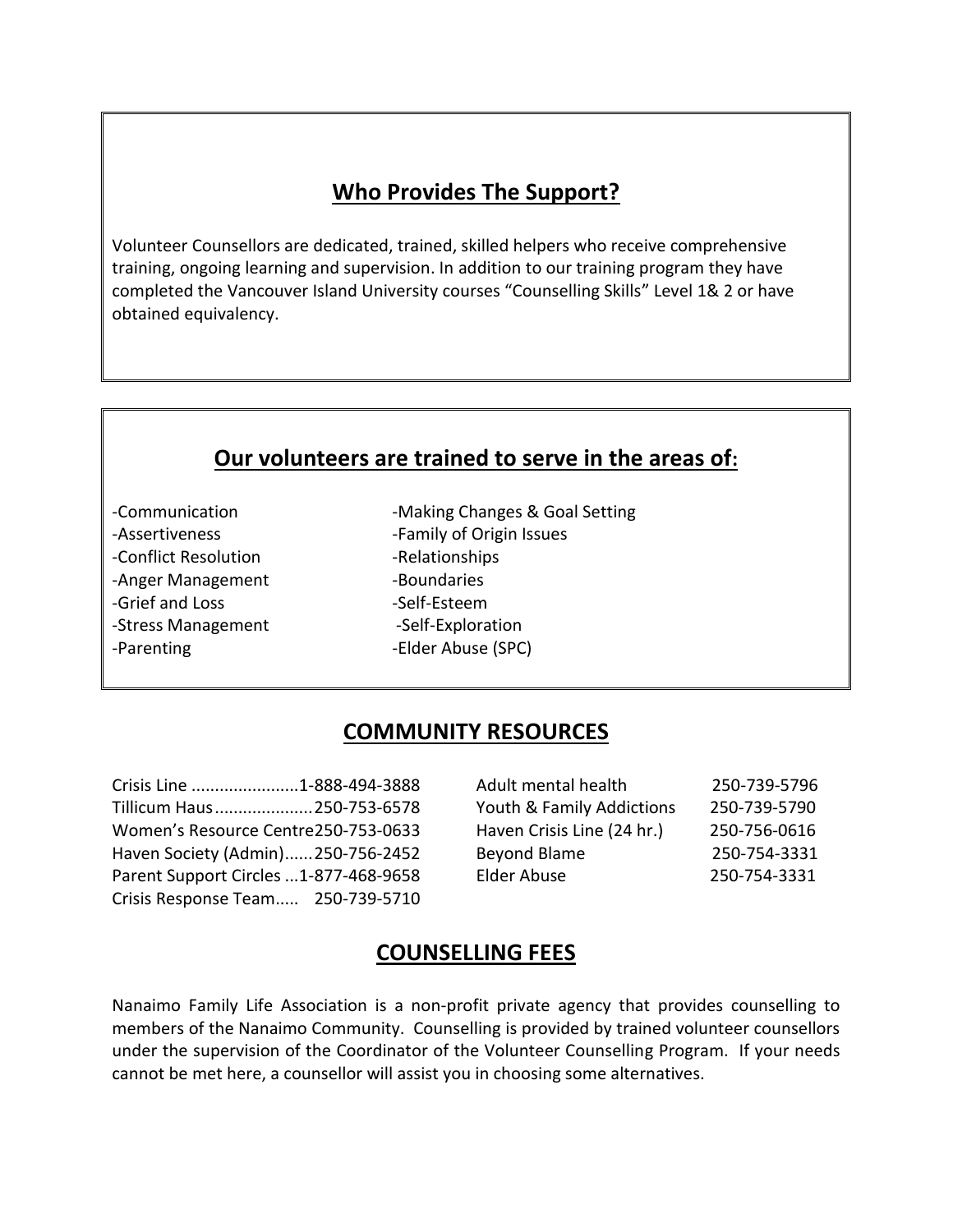## Who Provides The Support?

Volunteer Counsellors are dedicated, trained, skilled helpers who receive comprehensive training, ongoing learning and supervision. In addition to our training program they have completed the Vancouver Island University courses "Counselling Skills" Level 1& 2 or have obtained equivalency.

## Our volunteers are trained to serve in the areas of:

- -Communication
- -Assertiveness
- -Conflict Resolution
- -Anger Management
- -Grief and Loss
- -Stress Management
- -Parenting
- -Making Changes & Goal Setting
- -Family of Origin Issues
- -Relationships
- -Boundaries
- -Self-Esteem
- -Self-Exploration
- -Elder Abuse (SPC)

## COMMUNITY RESOURCES

| | |
|---|---|
| Crisis Line | 1-888-494-3888 |
| Tillicum Haus | 250-753-6578 |
| Women's Resource Centre | 250-753-0633 |
| Haven Society (Admin) | 250-756-2452 |
| Parent Support Circles | 1-877-468-9658 |
| Crisis Response Team | 250-739-5710 |
| Adult mental health | 250-739-5796 |
| Youth & Family Addictions | 250-739-5790 |
| Haven Crisis Line (24 hr.) | 250-756-0616 |
| Beyond Blame | 250-754-3331 |
| Elder Abuse | 250-754-3331 |

## COUNSELLING FEES

Nanaimo Family Life Association is a non-profit private agency that provides counselling to members of the Nanaimo Community. Counselling is provided by trained volunteer counsellors under the supervision of the Coordinator of the Volunteer Counselling Program. If your needs cannot be met here, a counsellor will assist you in choosing some alternatives.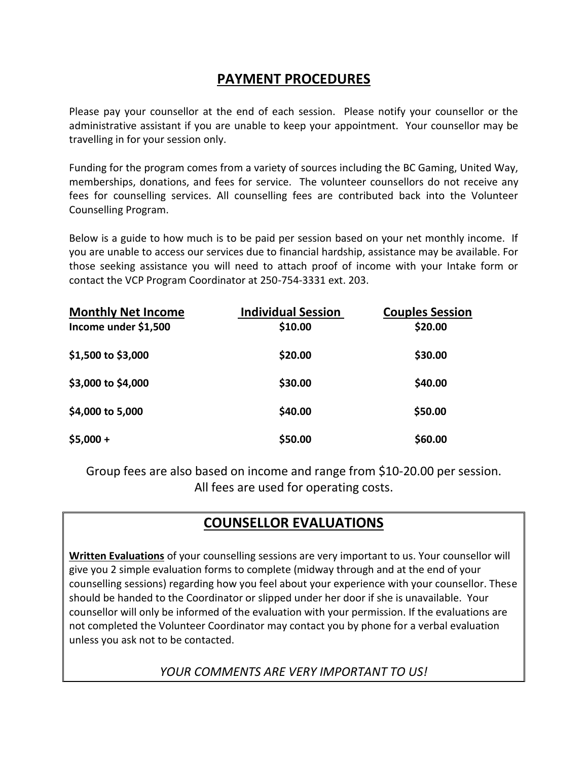## PAYMENT PROCEDURES

Please pay your counsellor at the end of each session. Please notify your counsellor or the administrative assistant if you are unable to keep your appointment. Your counsellor may be travelling in for your session only.

Funding for the program comes from a variety of sources including the BC Gaming, United Way, memberships, donations, and fees for service. The volunteer counsellors do not receive any fees for counselling services. All counselling fees are contributed back into the Volunteer Counselling Program.

Below is a guide to how much is to be paid per session based on your net monthly income. If you are unable to access our services due to financial hardship, assistance may be available. For those seeking assistance you will need to attach proof of income with your Intake form or contact the VCP Program Coordinator at 250-754-3331 ext. 203.

| Monthly Net Income | Individual Session | Couples Session |
|---|---|---|
| **Income under $1,500** | **$10.00** | **$20.00** |
| **$1,500 to $3,000** | **$20.00** | **$30.00** |
| **$3,000 to $4,000** | **$30.00** | **$40.00** |
| **$4,000 to 5,000** | **$40.00** | **$50.00** |
| **$5,000 +** | **$50.00** | **$60.00** |

Group fees are also based on income and range from $10-20.00 per session.
All fees are used for operating costs.

## COUNSELLOR EVALUATIONS

**Written Evaluations** of your counselling sessions are very important to us. Your counsellor will give you 2 simple evaluation forms to complete (midway through and at the end of your counselling sessions) regarding how you feel about your experience with your counsellor. These should be handed to the Coordinator or slipped under her door if she is unavailable. Your counsellor will only be informed of the evaluation with your permission. If the evaluations are not completed the Volunteer Coordinator may contact you by phone for a verbal evaluation unless you ask not to be contacted.

*YOUR COMMENTS ARE VERY IMPORTANT TO US!*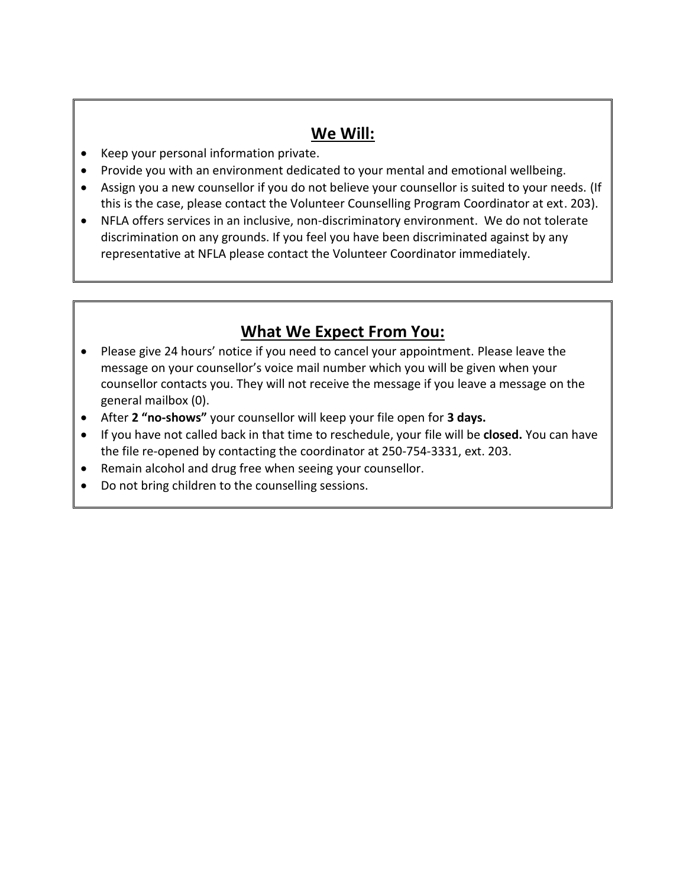## We Will:

- Keep your personal information private.
- Provide you with an environment dedicated to your mental and emotional wellbeing.
- Assign you a new counsellor if you do not believe your counsellor is suited to your needs. (If this is the case, please contact the Volunteer Counselling Program Coordinator at ext. 203).
- NFLA offers services in an inclusive, non-discriminatory environment. We do not tolerate discrimination on any grounds. If you feel you have been discriminated against by any representative at NFLA please contact the Volunteer Coordinator immediately.

## What We Expect From You:

- Please give 24 hours' notice if you need to cancel your appointment. Please leave the message on your counsellor's voice mail number which you will be given when your counsellor contacts you. They will not receive the message if you leave a message on the general mailbox (0).
- After **2 "no-shows"** your counsellor will keep your file open for **3 days.**
- If you have not called back in that time to reschedule, your file will be **closed.** You can have the file re-opened by contacting the coordinator at 250-754-3331, ext. 203.
- Remain alcohol and drug free when seeing your counsellor.
- Do not bring children to the counselling sessions.